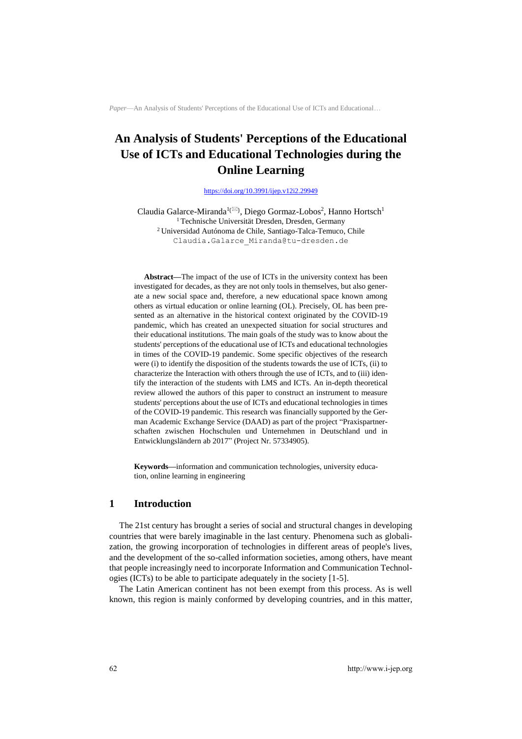# An Analysis of Students' Perceptions of the Educational Use of ICTs and Educational Technologies during the Online Learning

https://doi.org/10.3991/ijep.v12i2.29949

Claudia Galarce-Miranda[1](✉), Diego Gormaz-Lobos[2], Hanno Hortsch[1]

[1] Technische Universität Dresden, Dresden, Germany

[2] Universidad Autónoma de Chile, Santiago-Talca-Temuco, Chile

Claudia.Galarce_Miranda@tu-dresden.de

**Abstract—**The impact of the use of ICTs in the university context has been investigated for decades, as they are not only tools in themselves, but also generate a new social space and, therefore, a new educational space known among others as virtual education or online learning (OL). Precisely, OL has been presented as an alternative in the historical context originated by the COVID-19 pandemic, which has created an unexpected situation for social structures and their educational institutions. The main goals of the study was to know about the students' perceptions of the educational use of ICTs and educational technologies in times of the COVID-19 pandemic. Some specific objectives of the research were (i) to identify the disposition of the students towards the use of ICTs, (ii) to characterize the Interaction with others through the use of ICTs, and to (iii) identify the interaction of the students with LMS and ICTs. An in-depth theoretical review allowed the authors of this paper to construct an instrument to measure students' perceptions about the use of ICTs and educational technologies in times of the COVID-19 pandemic. This research was financially supported by the German Academic Exchange Service (DAAD) as part of the project "Praxispartnerschaften zwischen Hochschulen und Unternehmen in Deutschland und in Entwicklungsländern ab 2017" (Project Nr. 57334905).

**Keywords—**information and communication technologies, university education, online learning in engineering

## 1 Introduction

The 21st century has brought a series of social and structural changes in developing countries that were barely imaginable in the last century. Phenomena such as globalization, the growing incorporation of technologies in different areas of people's lives, and the development of the so-called information societies, among others, have meant that people increasingly need to incorporate Information and Communication Technologies (ICTs) to be able to participate adequately in the society [1-5].

The Latin American continent has not been exempt from this process. As is well known, this region is mainly conformed by developing countries, and in this matter,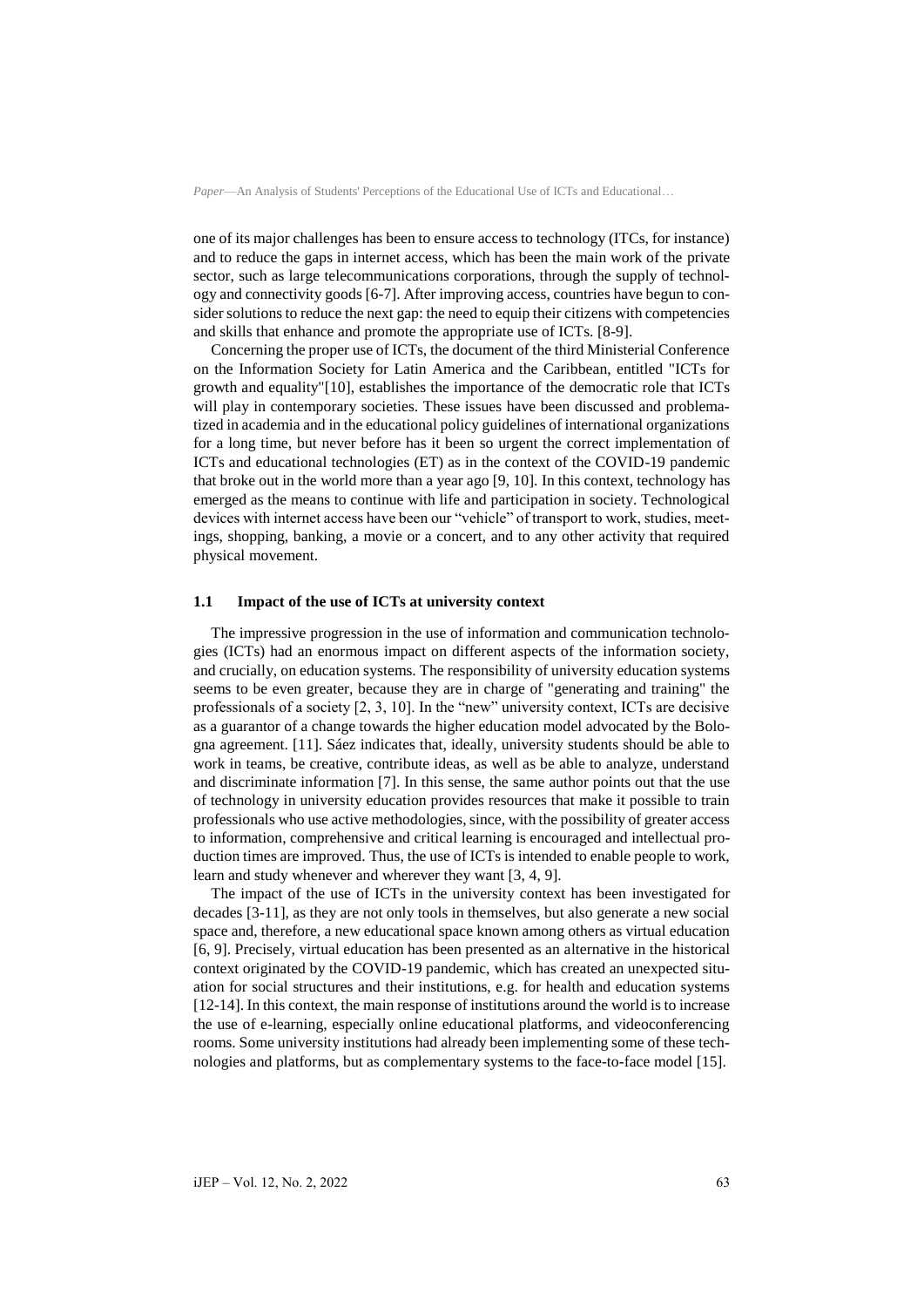one of its major challenges has been to ensure access to technology (ITCs, for instance) and to reduce the gaps in internet access, which has been the main work of the private sector, such as large telecommunications corporations, through the supply of technology and connectivity goods [6-7]. After improving access, countries have begun to consider solutions to reduce the next gap: the need to equip their citizens with competencies and skills that enhance and promote the appropriate use of ICTs. [8-9].

Concerning the proper use of ICTs, the document of the third Ministerial Conference on the Information Society for Latin America and the Caribbean, entitled "ICTs for growth and equality"[10], establishes the importance of the democratic role that ICTs will play in contemporary societies. These issues have been discussed and problematized in academia and in the educational policy guidelines of international organizations for a long time, but never before has it been so urgent the correct implementation of ICTs and educational technologies (ET) as in the context of the COVID-19 pandemic that broke out in the world more than a year ago [9, 10]. In this context, technology has emerged as the means to continue with life and participation in society. Technological devices with internet access have been our "vehicle" of transport to work, studies, meetings, shopping, banking, a movie or a concert, and to any other activity that required physical movement.

### 1.1 Impact of the use of ICTs at university context

The impressive progression in the use of information and communication technologies (ICTs) had an enormous impact on different aspects of the information society, and crucially, on education systems. The responsibility of university education systems seems to be even greater, because they are in charge of "generating and training" the professionals of a society [2, 3, 10]. In the "new" university context, ICTs are decisive as a guarantor of a change towards the higher education model advocated by the Bologna agreement. [11]. Sáez indicates that, ideally, university students should be able to work in teams, be creative, contribute ideas, as well as be able to analyze, understand and discriminate information [7]. In this sense, the same author points out that the use of technology in university education provides resources that make it possible to train professionals who use active methodologies, since, with the possibility of greater access to information, comprehensive and critical learning is encouraged and intellectual production times are improved. Thus, the use of ICTs is intended to enable people to work, learn and study whenever and wherever they want [3, 4, 9].

The impact of the use of ICTs in the university context has been investigated for decades [3-11], as they are not only tools in themselves, but also generate a new social space and, therefore, a new educational space known among others as virtual education [6, 9]. Precisely, virtual education has been presented as an alternative in the historical context originated by the COVID-19 pandemic, which has created an unexpected situation for social structures and their institutions, e.g. for health and education systems [12-14]. In this context, the main response of institutions around the world is to increase the use of e-learning, especially online educational platforms, and videoconferencing rooms. Some university institutions had already been implementing some of these technologies and platforms, but as complementary systems to the face-to-face model [15].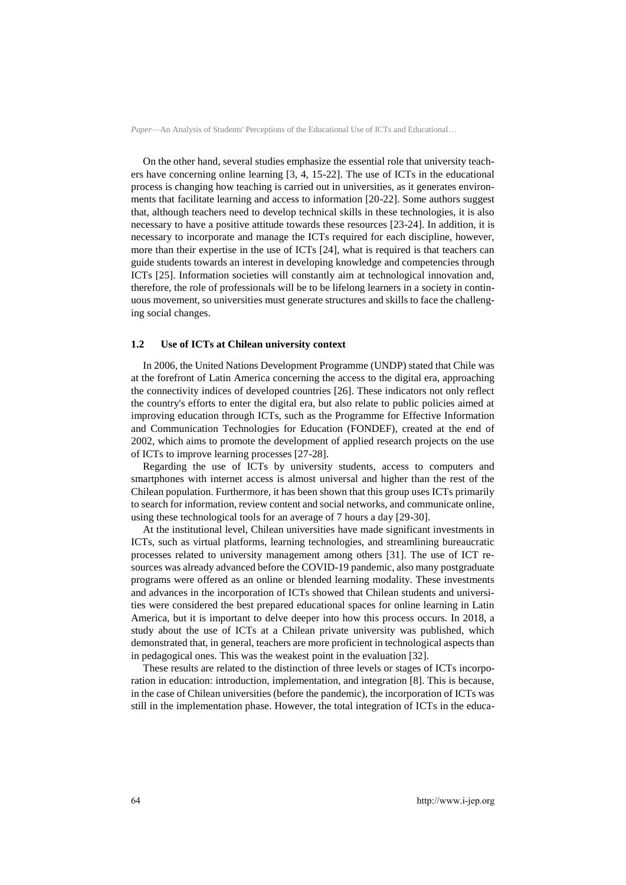On the other hand, several studies emphasize the essential role that university teachers have concerning online learning [3, 4, 15-22]. The use of ICTs in the educational process is changing how teaching is carried out in universities, as it generates environments that facilitate learning and access to information [20-22]. Some authors suggest that, although teachers need to develop technical skills in these technologies, it is also necessary to have a positive attitude towards these resources [23-24]. In addition, it is necessary to incorporate and manage the ICTs required for each discipline, however, more than their expertise in the use of ICTs [24], what is required is that teachers can guide students towards an interest in developing knowledge and competencies through ICTs [25]. Information societies will constantly aim at technological innovation and, therefore, the role of professionals will be to be lifelong learners in a society in continuous movement, so universities must generate structures and skills to face the challenging social changes.

### 1.2 Use of ICTs at Chilean university context

In 2006, the United Nations Development Programme (UNDP) stated that Chile was at the forefront of Latin America concerning the access to the digital era, approaching the connectivity indices of developed countries [26]. These indicators not only reflect the country's efforts to enter the digital era, but also relate to public policies aimed at improving education through ICTs, such as the Programme for Effective Information and Communication Technologies for Education (FONDEF), created at the end of 2002, which aims to promote the development of applied research projects on the use of ICTs to improve learning processes [27-28].

Regarding the use of ICTs by university students, access to computers and smartphones with internet access is almost universal and higher than the rest of the Chilean population. Furthermore, it has been shown that this group uses ICTs primarily to search for information, review content and social networks, and communicate online, using these technological tools for an average of 7 hours a day [29-30].

At the institutional level, Chilean universities have made significant investments in ICTs, such as virtual platforms, learning technologies, and streamlining bureaucratic processes related to university management among others [31]. The use of ICT resources was already advanced before the COVID-19 pandemic, also many postgraduate programs were offered as an online or blended learning modality. These investments and advances in the incorporation of ICTs showed that Chilean students and universities were considered the best prepared educational spaces for online learning in Latin America, but it is important to delve deeper into how this process occurs. In 2018, a study about the use of ICTs at a Chilean private university was published, which demonstrated that, in general, teachers are more proficient in technological aspects than in pedagogical ones. This was the weakest point in the evaluation [32].

These results are related to the distinction of three levels or stages of ICTs incorporation in education: introduction, implementation, and integration [8]. This is because, in the case of Chilean universities (before the pandemic), the incorporation of ICTs was still in the implementation phase. However, the total integration of ICTs in the educa-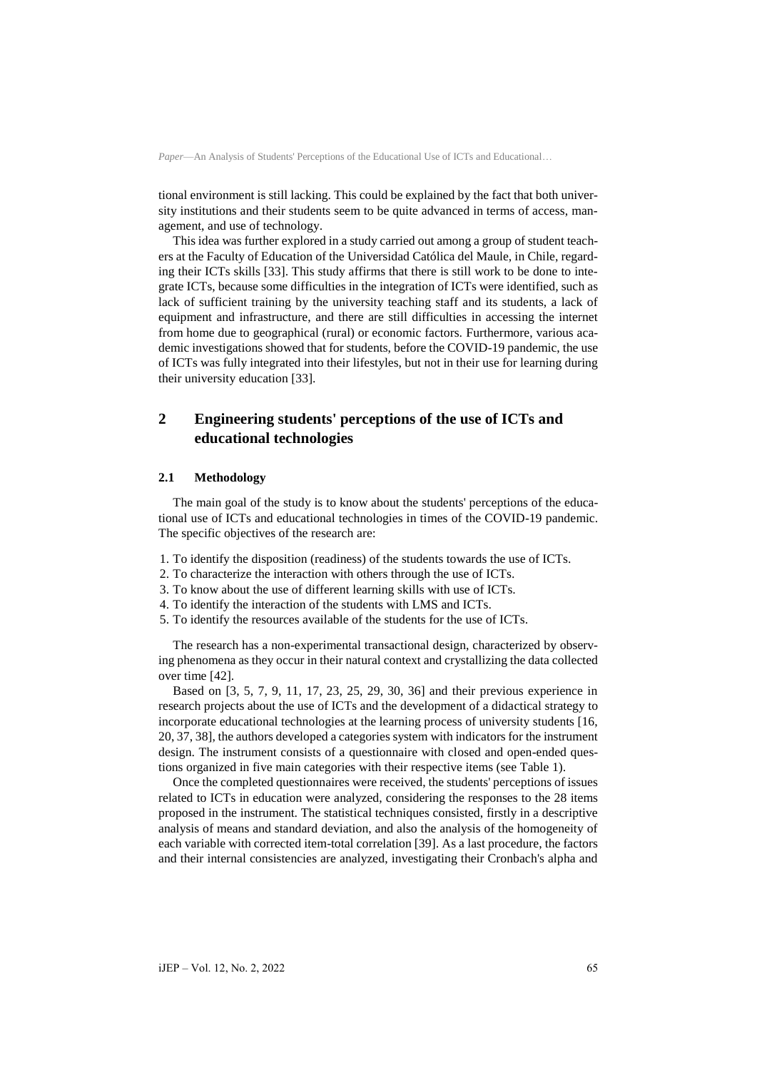tional environment is still lacking. This could be explained by the fact that both university institutions and their students seem to be quite advanced in terms of access, management, and use of technology.

This idea was further explored in a study carried out among a group of student teachers at the Faculty of Education of the Universidad Católica del Maule, in Chile, regarding their ICTs skills [33]. This study affirms that there is still work to be done to integrate ICTs, because some difficulties in the integration of ICTs were identified, such as lack of sufficient training by the university teaching staff and its students, a lack of equipment and infrastructure, and there are still difficulties in accessing the internet from home due to geographical (rural) or economic factors. Furthermore, various academic investigations showed that for students, before the COVID-19 pandemic, the use of ICTs was fully integrated into their lifestyles, but not in their use for learning during their university education [33].

## 2 Engineering students' perceptions of the use of ICTs and educational technologies

### 2.1 Methodology

The main goal of the study is to know about the students' perceptions of the educational use of ICTs and educational technologies in times of the COVID-19 pandemic. The specific objectives of the research are:

1. To identify the disposition (readiness) of the students towards the use of ICTs.
2. To characterize the interaction with others through the use of ICTs.
3. To know about the use of different learning skills with use of ICTs.
4. To identify the interaction of the students with LMS and ICTs.
5. To identify the resources available of the students for the use of ICTs.

The research has a non-experimental transactional design, characterized by observing phenomena as they occur in their natural context and crystallizing the data collected over time [42].

Based on [3, 5, 7, 9, 11, 17, 23, 25, 29, 30, 36] and their previous experience in research projects about the use of ICTs and the development of a didactical strategy to incorporate educational technologies at the learning process of university students [16, 20, 37, 38], the authors developed a categories system with indicators for the instrument design. The instrument consists of a questionnaire with closed and open-ended questions organized in five main categories with their respective items (see Table 1).

Once the completed questionnaires were received, the students' perceptions of issues related to ICTs in education were analyzed, considering the responses to the 28 items proposed in the instrument. The statistical techniques consisted, firstly in a descriptive analysis of means and standard deviation, and also the analysis of the homogeneity of each variable with corrected item-total correlation [39]. As a last procedure, the factors and their internal consistencies are analyzed, investigating their Cronbach's alpha and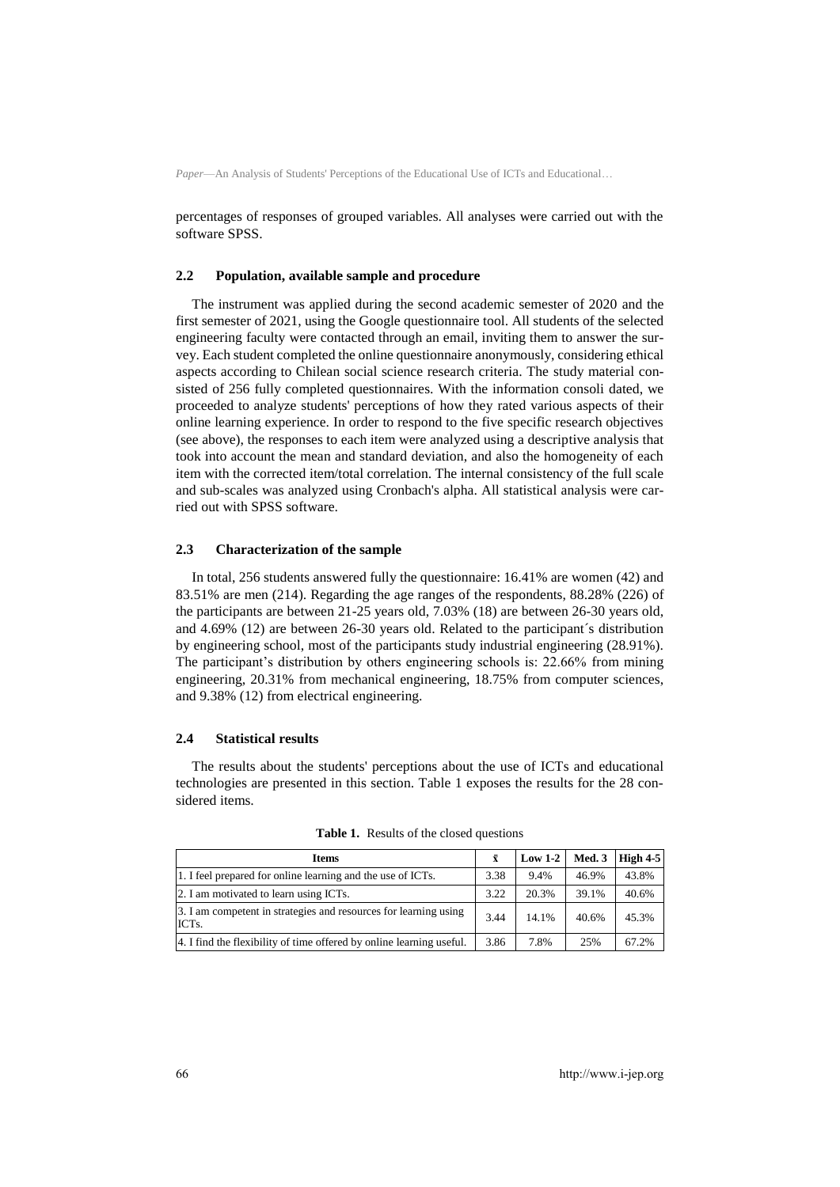percentages of responses of grouped variables. All analyses were carried out with the software SPSS.

### 2.2 Population, available sample and procedure

The instrument was applied during the second academic semester of 2020 and the first semester of 2021, using the Google questionnaire tool. All students of the selected engineering faculty were contacted through an email, inviting them to answer the survey. Each student completed the online questionnaire anonymously, considering ethical aspects according to Chilean social science research criteria. The study material consisted of 256 fully completed questionnaires. With the information consoli dated, we proceeded to analyze students' perceptions of how they rated various aspects of their online learning experience. In order to respond to the five specific research objectives (see above), the responses to each item were analyzed using a descriptive analysis that took into account the mean and standard deviation, and also the homogeneity of each item with the corrected item/total correlation. The internal consistency of the full scale and sub-scales was analyzed using Cronbach's alpha. All statistical analysis were carried out with SPSS software.

### 2.3 Characterization of the sample

In total, 256 students answered fully the questionnaire: 16.41% are women (42) and 83.51% are men (214). Regarding the age ranges of the respondents, 88.28% (226) of the participants are between 21-25 years old, 7.03% (18) are between 26-30 years old, and 4.69% (12) are between 26-30 years old. Related to the participant´s distribution by engineering school, most of the participants study industrial engineering (28.91%). The participant's distribution by others engineering schools is: 22.66% from mining engineering, 20.31% from mechanical engineering, 18.75% from computer sciences, and 9.38% (12) from electrical engineering.

### 2.4 Statistical results

The results about the students' perceptions about the use of ICTs and educational technologies are presented in this section. Table 1 exposes the results for the 28 considered items.

**Table 1.** Results of the closed questions

| Items | $\bar{x}$ | Low 1-2 | Med. 3 | High 4-5 |
|---|---|---|---|---|
| 1. I feel prepared for online learning and the use of ICTs. | 3.38 | 9.4% | 46.9% | 43.8% |
| 2. I am motivated to learn using ICTs. | 3.22 | 20.3% | 39.1% | 40.6% |
| 3. I am competent in strategies and resources for learning using ICTs. | 3.44 | 14.1% | 40.6% | 45.3% |
| 4. I find the flexibility of time offered by online learning useful. | 3.86 | 7.8% | 25% | 67.2% |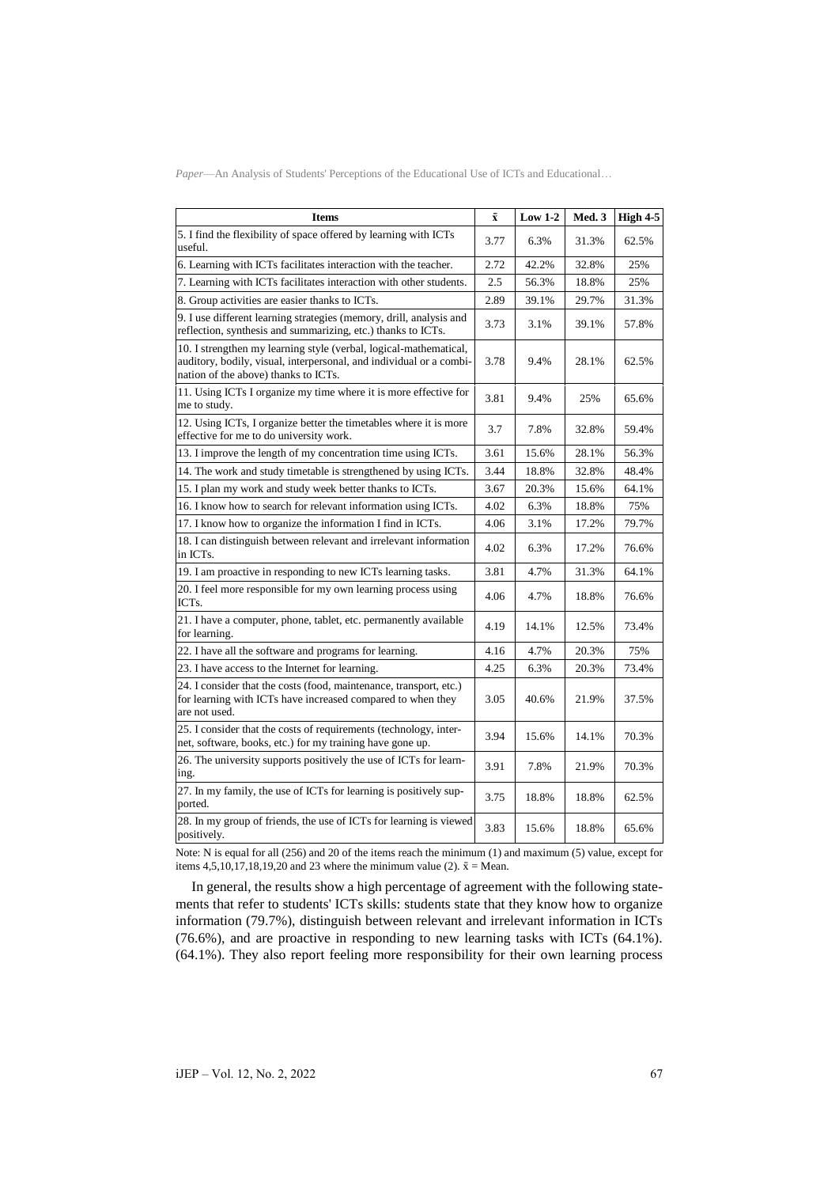| Items | $\bar{x}$ | Low 1-2 | Med. 3 | High 4-5 |
|---|---|---|---|---|
| 5. I find the flexibility of space offered by learning with ICTs useful. | 3.77 | 6.3% | 31.3% | 62.5% |
| 6. Learning with ICTs facilitates interaction with the teacher. | 2.72 | 42.2% | 32.8% | 25% |
| 7. Learning with ICTs facilitates interaction with other students. | 2.5 | 56.3% | 18.8% | 25% |
| 8. Group activities are easier thanks to ICTs. | 2.89 | 39.1% | 29.7% | 31.3% |
| 9. I use different learning strategies (memory, drill, analysis and reflection, synthesis and summarizing, etc.) thanks to ICTs. | 3.73 | 3.1% | 39.1% | 57.8% |
| 10. I strengthen my learning style (verbal, logical-mathematical, auditory, bodily, visual, interpersonal, and individual or a combination of the above) thanks to ICTs. | 3.78 | 9.4% | 28.1% | 62.5% |
| 11. Using ICTs I organize my time where it is more effective for me to study. | 3.81 | 9.4% | 25% | 65.6% |
| 12. Using ICTs, I organize better the timetables where it is more effective for me to do university work. | 3.7 | 7.8% | 32.8% | 59.4% |
| 13. I improve the length of my concentration time using ICTs. | 3.61 | 15.6% | 28.1% | 56.3% |
| 14. The work and study timetable is strengthened by using ICTs. | 3.44 | 18.8% | 32.8% | 48.4% |
| 15. I plan my work and study week better thanks to ICTs. | 3.67 | 20.3% | 15.6% | 64.1% |
| 16. I know how to search for relevant information using ICTs. | 4.02 | 6.3% | 18.8% | 75% |
| 17. I know how to organize the information I find in ICTs. | 4.06 | 3.1% | 17.2% | 79.7% |
| 18. I can distinguish between relevant and irrelevant information in ICTs. | 4.02 | 6.3% | 17.2% | 76.6% |
| 19. I am proactive in responding to new ICTs learning tasks. | 3.81 | 4.7% | 31.3% | 64.1% |
| 20. I feel more responsible for my own learning process using ICTs. | 4.06 | 4.7% | 18.8% | 76.6% |
| 21. I have a computer, phone, tablet, etc. permanently available for learning. | 4.19 | 14.1% | 12.5% | 73.4% |
| 22. I have all the software and programs for learning. | 4.16 | 4.7% | 20.3% | 75% |
| 23. I have access to the Internet for learning. | 4.25 | 6.3% | 20.3% | 73.4% |
| 24. I consider that the costs (food, maintenance, transport, etc.) for learning with ICTs have increased compared to when they are not used. | 3.05 | 40.6% | 21.9% | 37.5% |
| 25. I consider that the costs of requirements (technology, internet, software, books, etc.) for my training have gone up. | 3.94 | 15.6% | 14.1% | 70.3% |
| 26. The university supports positively the use of ICTs for learning. | 3.91 | 7.8% | 21.9% | 70.3% |
| 27. In my family, the use of ICTs for learning is positively supported. | 3.75 | 18.8% | 18.8% | 62.5% |
| 28. In my group of friends, the use of ICTs for learning is viewed positively. | 3.83 | 15.6% | 18.8% | 65.6% |

Note: N is equal for all (256) and 20 of the items reach the minimum (1) and maximum (5) value, except for items 4,5,10,17,18,19,20 and 23 where the minimum value (2). $\bar{x}$ = Mean.

In general, the results show a high percentage of agreement with the following statements that refer to students' ICTs skills: students state that they know how to organize information (79.7%), distinguish between relevant and irrelevant information in ICTs (76.6%), and are proactive in responding to new learning tasks with ICTs (64.1%). (64.1%). They also report feeling more responsibility for their own learning process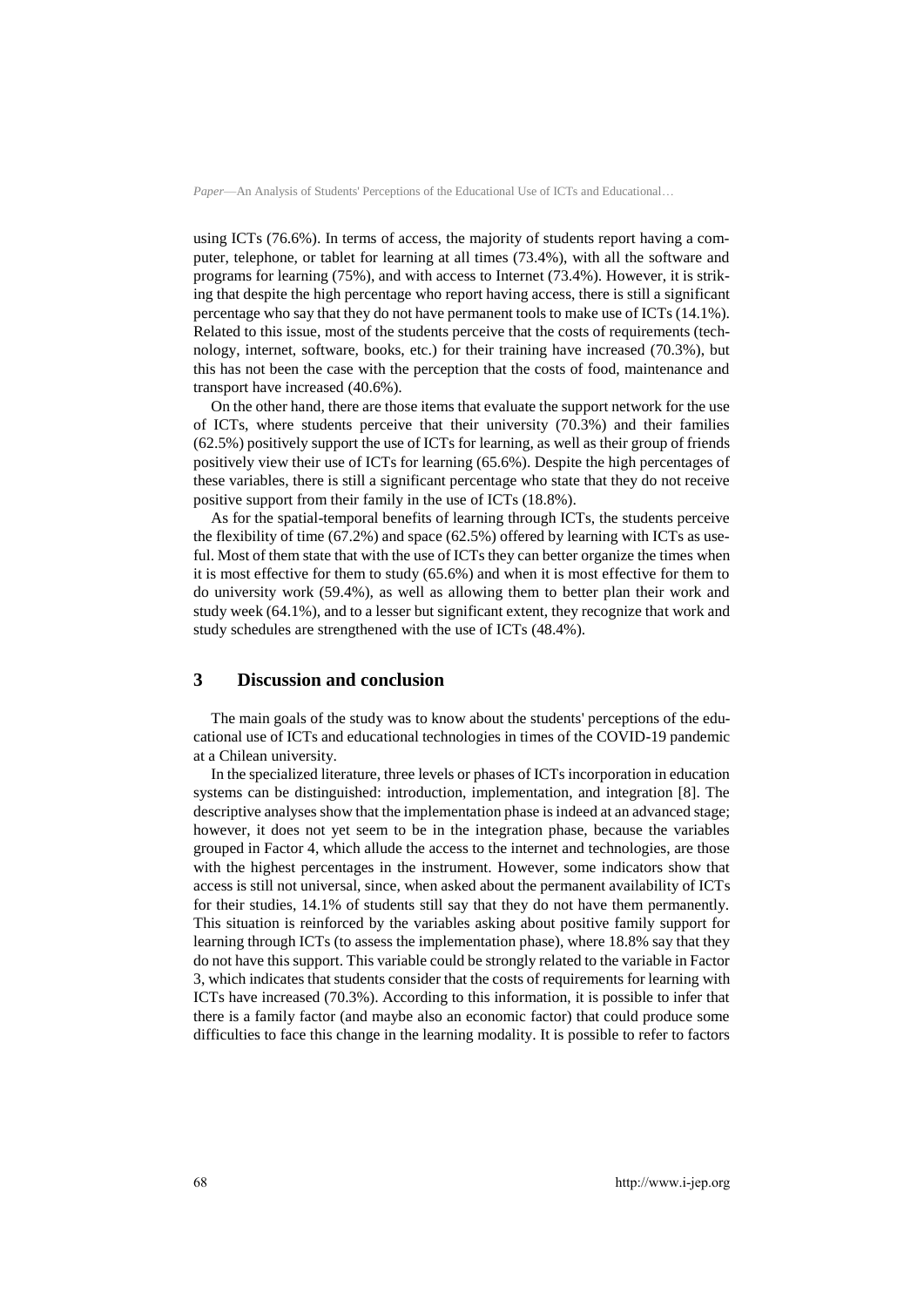using ICTs (76.6%). In terms of access, the majority of students report having a computer, telephone, or tablet for learning at all times (73.4%), with all the software and programs for learning (75%), and with access to Internet (73.4%). However, it is striking that despite the high percentage who report having access, there is still a significant percentage who say that they do not have permanent tools to make use of ICTs (14.1%). Related to this issue, most of the students perceive that the costs of requirements (technology, internet, software, books, etc.) for their training have increased (70.3%), but this has not been the case with the perception that the costs of food, maintenance and transport have increased (40.6%).

On the other hand, there are those items that evaluate the support network for the use of ICTs, where students perceive that their university (70.3%) and their families (62.5%) positively support the use of ICTs for learning, as well as their group of friends positively view their use of ICTs for learning (65.6%). Despite the high percentages of these variables, there is still a significant percentage who state that they do not receive positive support from their family in the use of ICTs (18.8%).

As for the spatial-temporal benefits of learning through ICTs, the students perceive the flexibility of time (67.2%) and space (62.5%) offered by learning with ICTs as useful. Most of them state that with the use of ICTs they can better organize the times when it is most effective for them to study (65.6%) and when it is most effective for them to do university work (59.4%), as well as allowing them to better plan their work and study week (64.1%), and to a lesser but significant extent, they recognize that work and study schedules are strengthened with the use of ICTs (48.4%).

## 3 Discussion and conclusion

The main goals of the study was to know about the students' perceptions of the educational use of ICTs and educational technologies in times of the COVID-19 pandemic at a Chilean university.

In the specialized literature, three levels or phases of ICTs incorporation in education systems can be distinguished: introduction, implementation, and integration [8]. The descriptive analyses show that the implementation phase is indeed at an advanced stage; however, it does not yet seem to be in the integration phase, because the variables grouped in Factor 4, which allude the access to the internet and technologies, are those with the highest percentages in the instrument. However, some indicators show that access is still not universal, since, when asked about the permanent availability of ICTs for their studies, 14.1% of students still say that they do not have them permanently. This situation is reinforced by the variables asking about positive family support for learning through ICTs (to assess the implementation phase), where 18.8% say that they do not have this support. This variable could be strongly related to the variable in Factor 3, which indicates that students consider that the costs of requirements for learning with ICTs have increased (70.3%). According to this information, it is possible to infer that there is a family factor (and maybe also an economic factor) that could produce some difficulties to face this change in the learning modality. It is possible to refer to factors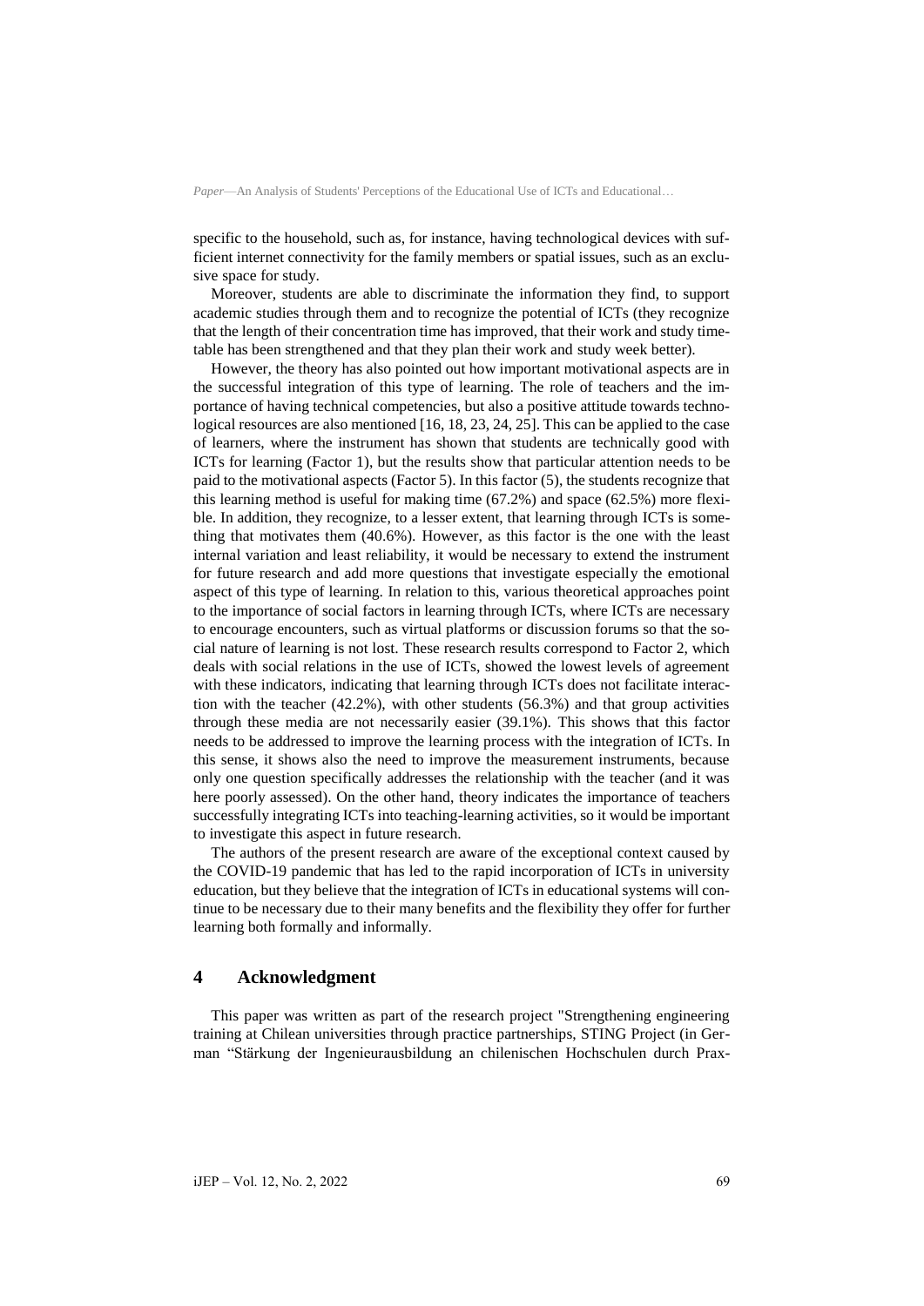specific to the household, such as, for instance, having technological devices with sufficient internet connectivity for the family members or spatial issues, such as an exclusive space for study.

Moreover, students are able to discriminate the information they find, to support academic studies through them and to recognize the potential of ICTs (they recognize that the length of their concentration time has improved, that their work and study timetable has been strengthened and that they plan their work and study week better).

However, the theory has also pointed out how important motivational aspects are in the successful integration of this type of learning. The role of teachers and the importance of having technical competencies, but also a positive attitude towards technological resources are also mentioned [16, 18, 23, 24, 25]. This can be applied to the case of learners, where the instrument has shown that students are technically good with ICTs for learning (Factor 1), but the results show that particular attention needs to be paid to the motivational aspects (Factor 5). In this factor (5), the students recognize that this learning method is useful for making time (67.2%) and space (62.5%) more flexible. In addition, they recognize, to a lesser extent, that learning through ICTs is something that motivates them (40.6%). However, as this factor is the one with the least internal variation and least reliability, it would be necessary to extend the instrument for future research and add more questions that investigate especially the emotional aspect of this type of learning. In relation to this, various theoretical approaches point to the importance of social factors in learning through ICTs, where ICTs are necessary to encourage encounters, such as virtual platforms or discussion forums so that the social nature of learning is not lost. These research results correspond to Factor 2, which deals with social relations in the use of ICTs, showed the lowest levels of agreement with these indicators, indicating that learning through ICTs does not facilitate interaction with the teacher (42.2%), with other students (56.3%) and that group activities through these media are not necessarily easier (39.1%). This shows that this factor needs to be addressed to improve the learning process with the integration of ICTs. In this sense, it shows also the need to improve the measurement instruments, because only one question specifically addresses the relationship with the teacher (and it was here poorly assessed). On the other hand, theory indicates the importance of teachers successfully integrating ICTs into teaching-learning activities, so it would be important to investigate this aspect in future research.

The authors of the present research are aware of the exceptional context caused by the COVID-19 pandemic that has led to the rapid incorporation of ICTs in university education, but they believe that the integration of ICTs in educational systems will continue to be necessary due to their many benefits and the flexibility they offer for further learning both formally and informally.

## 4 Acknowledgment

This paper was written as part of the research project "Strengthening engineering training at Chilean universities through practice partnerships, STING Project (in German "Stärkung der Ingenieurausbildung an chilenischen Hochschulen durch Prax-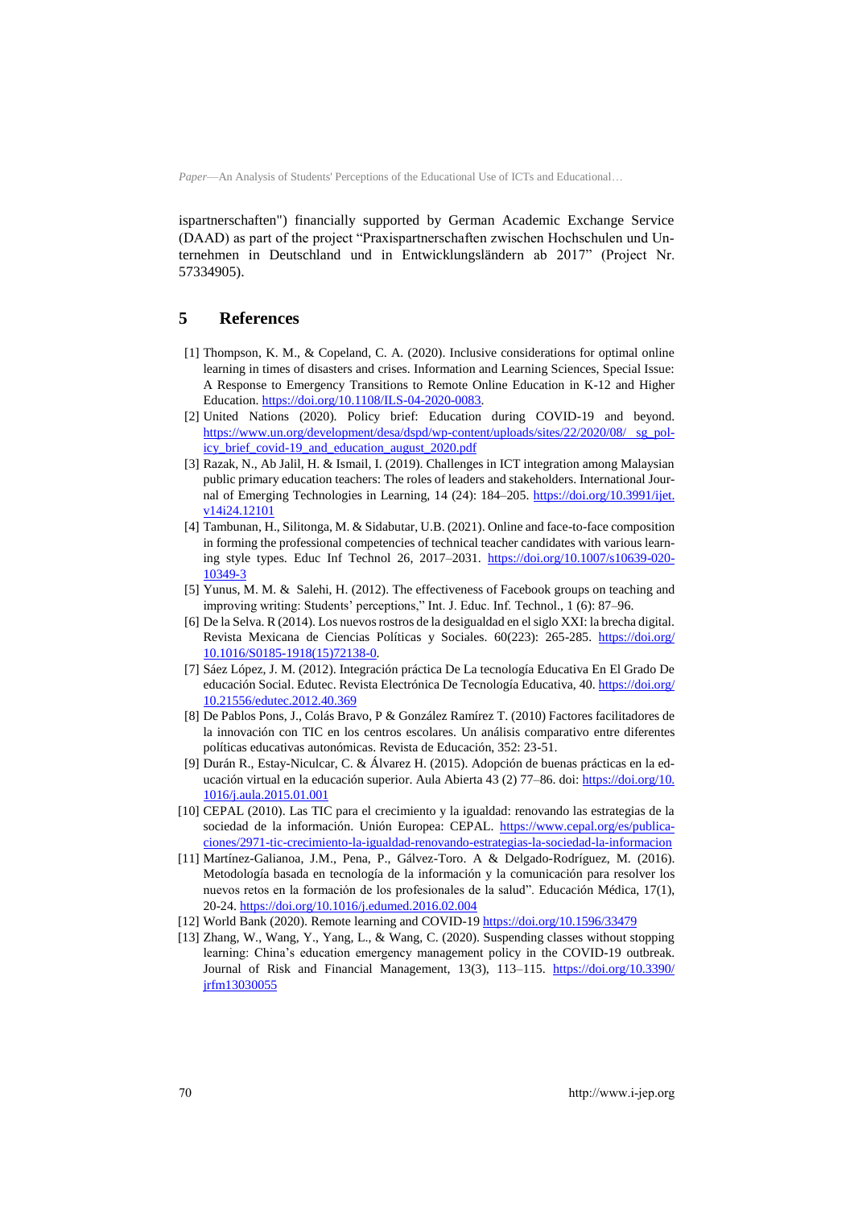ispartnerschaften") financially supported by German Academic Exchange Service (DAAD) as part of the project "Praxispartnerschaften zwischen Hochschulen und Unternehmen in Deutschland und in Entwicklungsländern ab 2017" (Project Nr. 57334905).

## 5 References

[1] Thompson, K. M., & Copeland, C. A. (2020). Inclusive considerations for optimal online learning in times of disasters and crises. Information and Learning Sciences, Special Issue: A Response to Emergency Transitions to Remote Online Education in K-12 and Higher Education. https://doi.org/10.1108/ILS-04-2020-0083.

[2] United Nations (2020). Policy brief: Education during COVID-19 and beyond. https://www.un.org/development/desa/dspd/wp-content/uploads/sites/22/2020/08/ sg_policy_brief_covid-19_and_education_august_2020.pdf

[3] Razak, N., Ab Jalil, H. & Ismail, I. (2019). Challenges in ICT integration among Malaysian public primary education teachers: The roles of leaders and stakeholders. International Journal of Emerging Technologies in Learning, 14 (24): 184–205. https://doi.org/10.3991/ijet.v14i24.12101

[4] Tambunan, H., Silitonga, M. & Sidabutar, U.B. (2021). Online and face-to-face composition in forming the professional competencies of technical teacher candidates with various learning style types. Educ Inf Technol 26, 2017–2031. https://doi.org/10.1007/s10639-020-10349-3

[5] Yunus, M. M. & Salehi, H. (2012). The effectiveness of Facebook groups on teaching and improving writing: Students' perceptions," Int. J. Educ. Inf. Technol., 1 (6): 87–96.

[6] De la Selva. R (2014). Los nuevos rostros de la desigualdad en el siglo XXI: la brecha digital. Revista Mexicana de Ciencias Políticas y Sociales. 60(223): 265-285. https://doi.org/10.1016/S0185-1918(15)72138-0.

[7] Sáez López, J. M. (2012). Integración práctica De La tecnología Educativa En El Grado De educación Social. Edutec. Revista Electrónica De Tecnología Educativa, 40. https://doi.org/10.21556/edutec.2012.40.369

[8] De Pablos Pons, J., Colás Bravo, P & González Ramírez T. (2010) Factores facilitadores de la innovación con TIC en los centros escolares. Un análisis comparativo entre diferentes políticas educativas autonómicas. Revista de Educación, 352: 23-51.

[9] Durán R., Estay-Niculcar, C. & Álvarez H. (2015). Adopción de buenas prácticas en la educación virtual en la educación superior. Aula Abierta 43 (2) 77–86. doi: https://doi.org/10.1016/j.aula.2015.01.001

[10] CEPAL (2010). Las TIC para el crecimiento y la igualdad: renovando las estrategias de la sociedad de la información. Unión Europea: CEPAL. https://www.cepal.org/es/publicaciones/2971-tic-crecimiento-la-igualdad-renovando-estrategias-la-sociedad-la-informacion

[11] Martínez-Galianoa, J.M., Pena, P., Gálvez-Toro. A & Delgado-Rodríguez, M. (2016). Metodología basada en tecnología de la información y la comunicación para resolver los nuevos retos en la formación de los profesionales de la salud". Educación Médica, 17(1), 20-24. https://doi.org/10.1016/j.edumed.2016.02.004

[12] World Bank (2020). Remote learning and COVID-19 https://doi.org/10.1596/33479

[13] Zhang, W., Wang, Y., Yang, L., & Wang, C. (2020). Suspending classes without stopping learning: China's education emergency management policy in the COVID-19 outbreak. Journal of Risk and Financial Management, 13(3), 113–115. https://doi.org/10.3390/jrfm13030055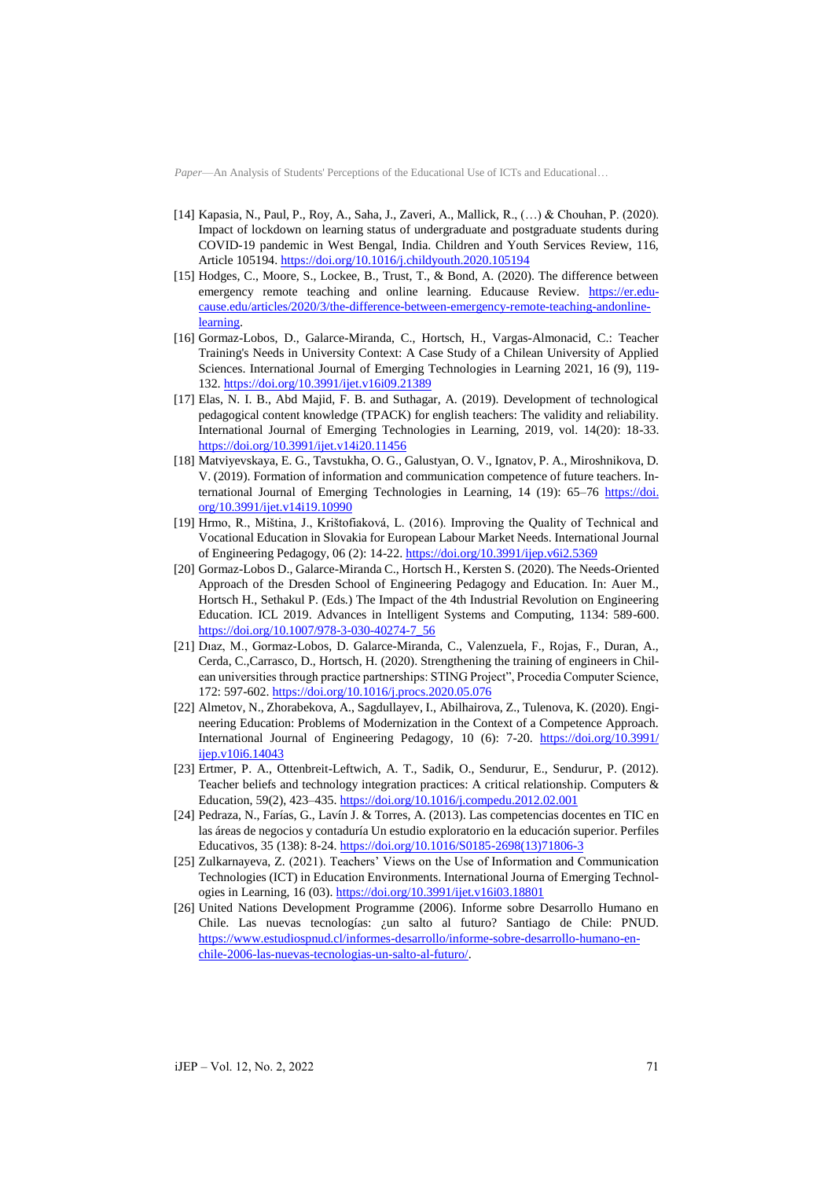- [14] Kapasia, N., Paul, P., Roy, A., Saha, J., Zaveri, A., Mallick, R., (…) & Chouhan, P. (2020). Impact of lockdown on learning status of undergraduate and postgraduate students during COVID-19 pandemic in West Bengal, India. Children and Youth Services Review, 116, Article 105194. https://doi.org/10.1016/j.childyouth.2020.105194
- [15] Hodges, C., Moore, S., Lockee, B., Trust, T., & Bond, A. (2020). The difference between emergency remote teaching and online learning. Educause Review. https://er.educause.edu/articles/2020/3/the-difference-between-emergency-remote-teaching-andonline-learning.
- [16] Gormaz-Lobos, D., Galarce-Miranda, C., Hortsch, H., Vargas-Almonacid, C.: Teacher Training's Needs in University Context: A Case Study of a Chilean University of Applied Sciences. International Journal of Emerging Technologies in Learning 2021, 16 (9), 119-132. https://doi.org/10.3991/ijet.v16i09.21389
- [17] Elas, N. I. B., Abd Majid, F. B. and Suthagar, A. (2019). Development of technological pedagogical content knowledge (TPACK) for english teachers: The validity and reliability. International Journal of Emerging Technologies in Learning, 2019, vol. 14(20): 18-33. https://doi.org/10.3991/ijet.v14i20.11456
- [18] Matviyevskaya, E. G., Tavstukha, O. G., Galustyan, O. V., Ignatov, P. A., Miroshnikova, D. V. (2019). Formation of information and communication competence of future teachers. International Journal of Emerging Technologies in Learning, 14 (19): 65–76 https://doi.org/10.3991/ijet.v14i19.10990
- [19] Hrmo, R., Miština, J., Krištofiaková, L. (2016). Improving the Quality of Technical and Vocational Education in Slovakia for European Labour Market Needs. International Journal of Engineering Pedagogy, 06 (2): 14-22. https://doi.org/10.3991/ijep.v6i2.5369
- [20] Gormaz-Lobos D., Galarce-Miranda C., Hortsch H., Kersten S. (2020). The Needs-Oriented Approach of the Dresden School of Engineering Pedagogy and Education. In: Auer M., Hortsch H., Sethakul P. (Eds.) The Impact of the 4th Industrial Revolution on Engineering Education. ICL 2019. Advances in Intelligent Systems and Computing, 1134: 589-600. https://doi.org/10.1007/978-3-030-40274-7_56
- [21] Dıaz, M., Gormaz-Lobos, D. Galarce-Miranda, C., Valenzuela, F., Rojas, F., Duran, A., Cerda, C.,Carrasco, D., Hortsch, H. (2020). Strengthening the training of engineers in Chilean universities through practice partnerships: STING Project", Procedia Computer Science, 172: 597-602. https://doi.org/10.1016/j.procs.2020.05.076
- [22] Almetov, N., Zhorabekova, A., Sagdullayev, I., Abilhairova, Z., Tulenova, K. (2020). Engineering Education: Problems of Modernization in the Context of a Competence Approach. International Journal of Engineering Pedagogy, 10 (6): 7-20. https://doi.org/10.3991/ijep.v10i6.14043
- [23] Ertmer, P. A., Ottenbreit-Leftwich, A. T., Sadik, O., Sendurur, E., Sendurur, P. (2012). Teacher beliefs and technology integration practices: A critical relationship. Computers & Education, 59(2), 423–435. https://doi.org/10.1016/j.compedu.2012.02.001
- [24] Pedraza, N., Farías, G., Lavín J. & Torres, A. (2013). Las competencias docentes en TIC en las áreas de negocios y contaduría Un estudio exploratorio en la educación superior. Perfiles Educativos, 35 (138): 8-24. https://doi.org/10.1016/S0185-2698(13)71806-3
- [25] Zulkarnayeva, Z. (2021). Teachers' Views on the Use of Information and Communication Technologies (ICT) in Education Environments. International Journa of Emerging Technologies in Learning, 16 (03). https://doi.org/10.3991/ijet.v16i03.18801
- [26] United Nations Development Programme (2006). Informe sobre Desarrollo Humano en Chile. Las nuevas tecnologías: ¿un salto al futuro? Santiago de Chile: PNUD. https://www.estudiospnud.cl/informes-desarrollo/informe-sobre-desarrollo-humano-en-chile-2006-las-nuevas-tecnologias-un-salto-al-futuro/.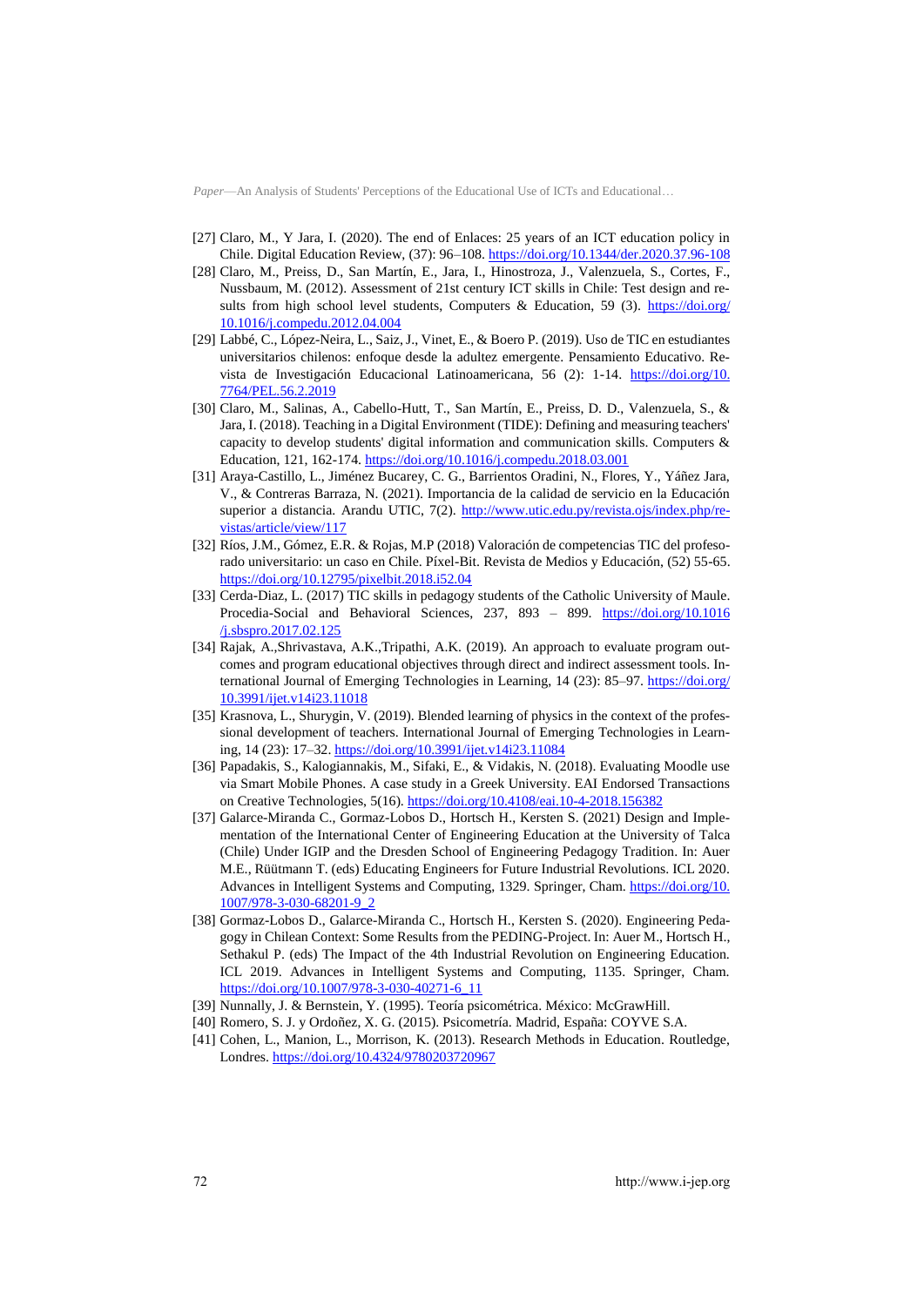[27] Claro, M., Y Jara, I. (2020). The end of Enlaces: 25 years of an ICT education policy in Chile. Digital Education Review, (37): 96–108. https://doi.org/10.1344/der.2020.37.96-108

[28] Claro, M., Preiss, D., San Martín, E., Jara, I., Hinostroza, J., Valenzuela, S., Cortes, F., Nussbaum, M. (2012). Assessment of 21st century ICT skills in Chile: Test design and results from high school level students, Computers & Education, 59 (3). https://doi.org/10.1016/j.compedu.2012.04.004

[29] Labbé, C., López-Neira, L., Saiz, J., Vinet, E., & Boero P. (2019). Uso de TIC en estudiantes universitarios chilenos: enfoque desde la adultez emergente. Pensamiento Educativo. Revista de Investigación Educacional Latinoamericana, 56 (2): 1-14. https://doi.org/10.7764/PEL.56.2.2019

[30] Claro, M., Salinas, A., Cabello-Hutt, T., San Martín, E., Preiss, D. D., Valenzuela, S., & Jara, I. (2018). Teaching in a Digital Environment (TIDE): Defining and measuring teachers' capacity to develop students' digital information and communication skills. Computers & Education, 121, 162-174. https://doi.org/10.1016/j.compedu.2018.03.001

[31] Araya-Castillo, L., Jiménez Bucarey, C. G., Barrientos Oradini, N., Flores, Y., Yáñez Jara, V., & Contreras Barraza, N. (2021). Importancia de la calidad de servicio en la Educación superior a distancia. Arandu UTIC, 7(2). http://www.utic.edu.py/revista.ojs/index.php/revistas/article/view/117

[32] Ríos, J.M., Gómez, E.R. & Rojas, M.P (2018) Valoración de competencias TIC del profesorado universitario: un caso en Chile. Píxel-Bit. Revista de Medios y Educación, (52) 55-65. https://doi.org/10.12795/pixelbit.2018.i52.04

[33] Cerda-Diaz, L. (2017) TIC skills in pedagogy students of the Catholic University of Maule. Procedia-Social and Behavioral Sciences, 237, 893 – 899. https://doi.org/10.1016/j.sbspro.2017.02.125

[34] Rajak, A.,Shrivastava, A.K.,Tripathi, A.K. (2019). An approach to evaluate program outcomes and program educational objectives through direct and indirect assessment tools. International Journal of Emerging Technologies in Learning, 14 (23): 85–97. https://doi.org/10.3991/ijet.v14i23.11018

[35] Krasnova, L., Shurygin, V. (2019). Blended learning of physics in the context of the professional development of teachers. International Journal of Emerging Technologies in Learning, 14 (23): 17–32. https://doi.org/10.3991/ijet.v14i23.11084

[36] Papadakis, S., Kalogiannakis, M., Sifaki, E., & Vidakis, N. (2018). Evaluating Moodle use via Smart Mobile Phones. A case study in a Greek University. EAI Endorsed Transactions on Creative Technologies, 5(16). https://doi.org/10.4108/eai.10-4-2018.156382

[37] Galarce-Miranda C., Gormaz-Lobos D., Hortsch H., Kersten S. (2021) Design and Implementation of the International Center of Engineering Education at the University of Talca (Chile) Under IGIP and the Dresden School of Engineering Pedagogy Tradition. In: Auer M.E., Rüütmann T. (eds) Educating Engineers for Future Industrial Revolutions. ICL 2020. Advances in Intelligent Systems and Computing, 1329. Springer, Cham. https://doi.org/10.1007/978-3-030-68201-9_2

[38] Gormaz-Lobos D., Galarce-Miranda C., Hortsch H., Kersten S. (2020). Engineering Pedagogy in Chilean Context: Some Results from the PEDING-Project. In: Auer M., Hortsch H., Sethakul P. (eds) The Impact of the 4th Industrial Revolution on Engineering Education. ICL 2019. Advances in Intelligent Systems and Computing, 1135. Springer, Cham. https://doi.org/10.1007/978-3-030-40271-6_11

[39] Nunnally, J. & Bernstein, Y. (1995). Teoría psicométrica. México: McGrawHill.

[40] Romero, S. J. y Ordoñez, X. G. (2015). Psicometría. Madrid, España: COYVE S.A.

[41] Cohen, L., Manion, L., Morrison, K. (2013). Research Methods in Education. Routledge, Londres. https://doi.org/10.4324/9780203720967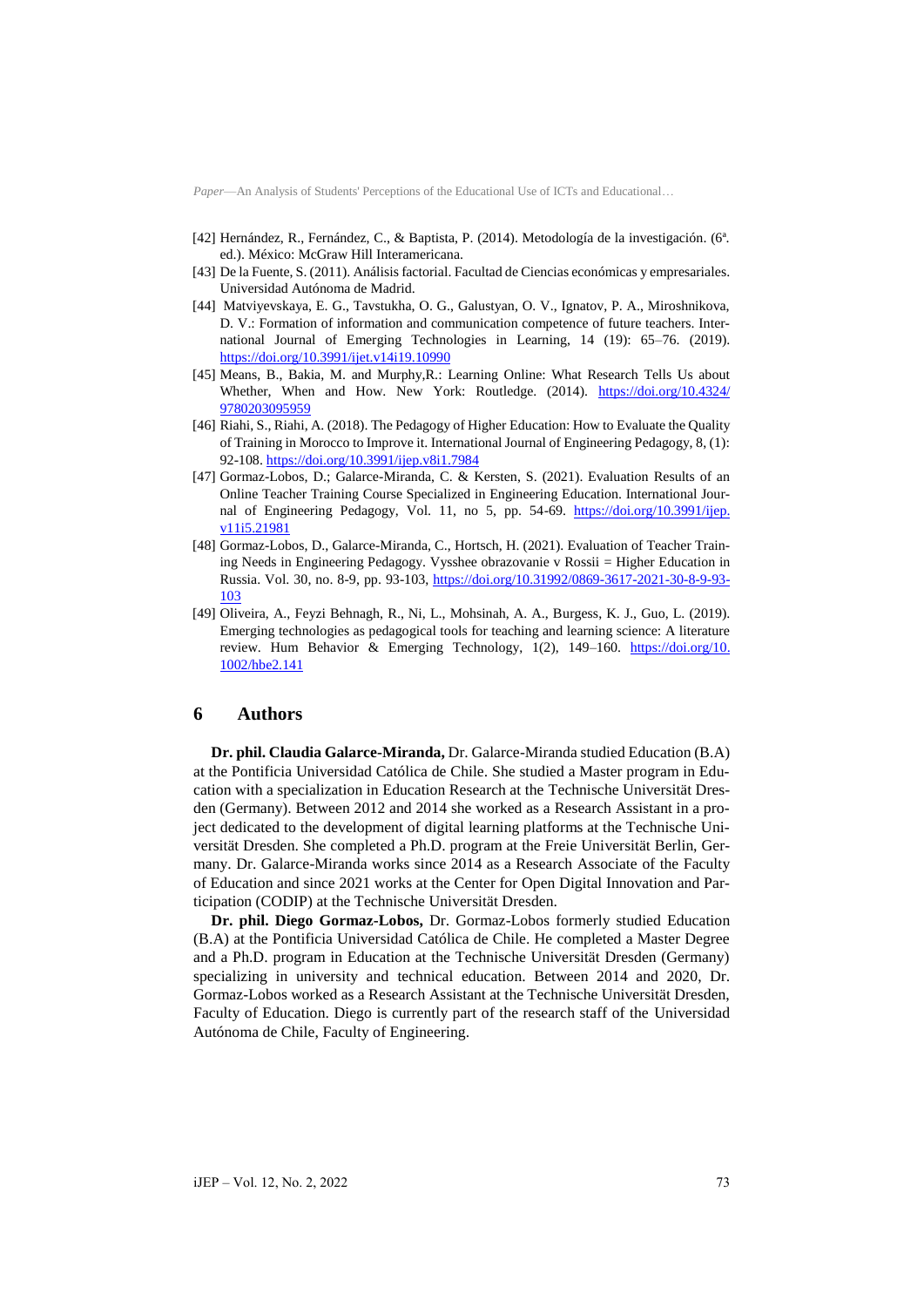[42] Hernández, R., Fernández, C., & Baptista, P. (2014). Metodología de la investigación. (6ª. ed.). México: McGraw Hill Interamericana.

[43] De la Fuente, S. (2011). Análisis factorial. Facultad de Ciencias económicas y empresariales. Universidad Autónoma de Madrid.

[44] Matviyevskaya, E. G., Tavstukha, O. G., Galustyan, O. V., Ignatov, P. A., Miroshnikova, D. V.: Formation of information and communication competence of future teachers. International Journal of Emerging Technologies in Learning, 14 (19): 65–76. (2019). https://doi.org/10.3991/ijet.v14i19.10990

[45] Means, B., Bakia, M. and Murphy,R.: Learning Online: What Research Tells Us about Whether, When and How. New York: Routledge. (2014). https://doi.org/10.4324/9780203095959

[46] Riahi, S., Riahi, A. (2018). The Pedagogy of Higher Education: How to Evaluate the Quality of Training in Morocco to Improve it. International Journal of Engineering Pedagogy, 8, (1): 92-108. https://doi.org/10.3991/ijep.v8i1.7984

[47] Gormaz-Lobos, D.; Galarce-Miranda, C. & Kersten, S. (2021). Evaluation Results of an Online Teacher Training Course Specialized in Engineering Education. International Journal of Engineering Pedagogy, Vol. 11, no 5, pp. 54-69. https://doi.org/10.3991/ijep.v11i5.21981

[48] Gormaz-Lobos, D., Galarce-Miranda, C., Hortsch, H. (2021). Evaluation of Teacher Training Needs in Engineering Pedagogy. Vysshee obrazovanie v Rossii = Higher Education in Russia. Vol. 30, no. 8-9, pp. 93-103, https://doi.org/10.31992/0869-3617-2021-30-8-9-93-103

[49] Oliveira, A., Feyzi Behnagh, R., Ni, L., Mohsinah, A. A., Burgess, K. J., Guo, L. (2019). Emerging technologies as pedagogical tools for teaching and learning science: A literature review. Hum Behavior & Emerging Technology, 1(2), 149–160. https://doi.org/10.1002/hbe2.141

## 6 Authors

**Dr. phil. Claudia Galarce-Miranda,** Dr. Galarce-Miranda studied Education (B.A) at the Pontificia Universidad Católica de Chile. She studied a Master program in Education with a specialization in Education Research at the Technische Universität Dresden (Germany). Between 2012 and 2014 she worked as a Research Assistant in a project dedicated to the development of digital learning platforms at the Technische Universität Dresden. She completed a Ph.D. program at the Freie Universität Berlin, Germany. Dr. Galarce-Miranda works since 2014 as a Research Associate of the Faculty of Education and since 2021 works at the Center for Open Digital Innovation and Participation (CODIP) at the Technische Universität Dresden.

**Dr. phil. Diego Gormaz-Lobos,** Dr. Gormaz-Lobos formerly studied Education (B.A) at the Pontificia Universidad Católica de Chile. He completed a Master Degree and a Ph.D. program in Education at the Technische Universität Dresden (Germany) specializing in university and technical education. Between 2014 and 2020, Dr. Gormaz-Lobos worked as a Research Assistant at the Technische Universität Dresden, Faculty of Education. Diego is currently part of the research staff of the Universidad Autónoma de Chile, Faculty of Engineering.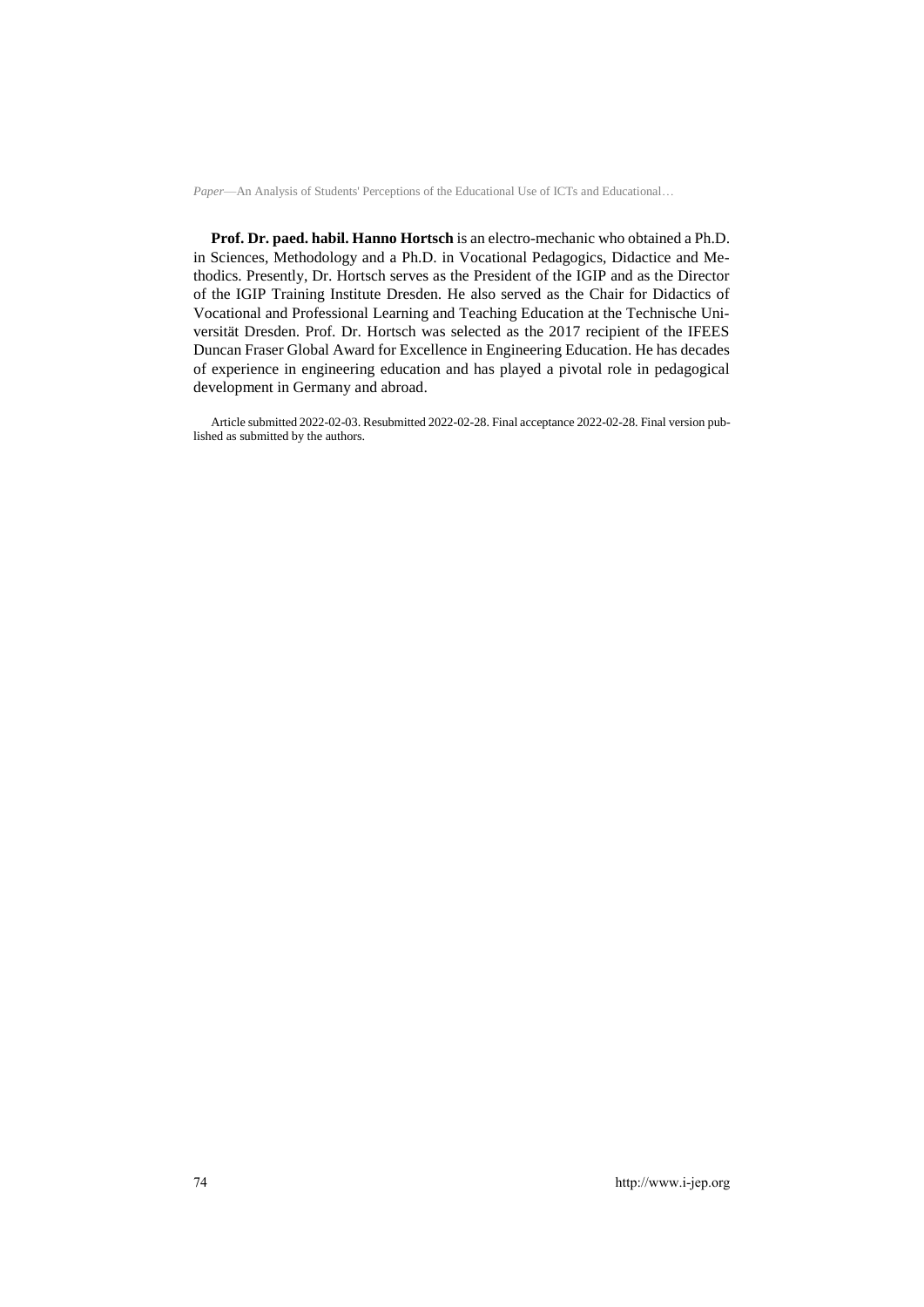**Prof. Dr. paed. habil. Hanno Hortsch** is an electro-mechanic who obtained a Ph.D. in Sciences, Methodology and a Ph.D. in Vocational Pedagogics, Didactice and Methodics. Presently, Dr. Hortsch serves as the President of the IGIP and as the Director of the IGIP Training Institute Dresden. He also served as the Chair for Didactics of Vocational and Professional Learning and Teaching Education at the Technische Universität Dresden. Prof. Dr. Hortsch was selected as the 2017 recipient of the IFEES Duncan Fraser Global Award for Excellence in Engineering Education. He has decades of experience in engineering education and has played a pivotal role in pedagogical development in Germany and abroad.

Article submitted 2022-02-03. Resubmitted 2022-02-28. Final acceptance 2022-02-28. Final version published as submitted by the authors.